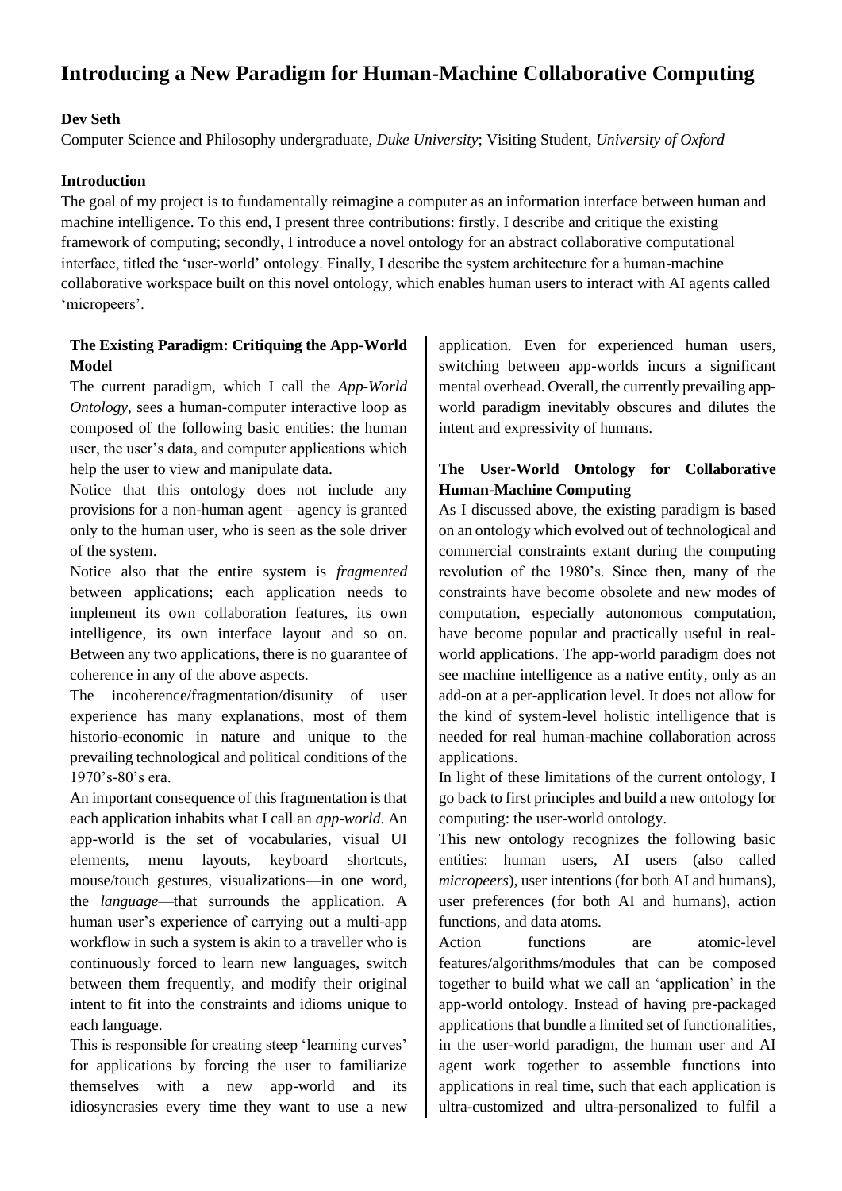# Introducing a New Paradigm for Human-Machine Collaborative Computing

**Dev Seth**

Computer Science and Philosophy undergraduate, *Duke University*; Visiting Student, *University of Oxford*

## Introduction

The goal of my project is to fundamentally reimagine a computer as an information interface between human and machine intelligence. To this end, I present three contributions: firstly, I describe and critique the existing framework of computing; secondly, I introduce a novel ontology for an abstract collaborative computational interface, titled the 'user-world' ontology. Finally, I describe the system architecture for a human-machine collaborative workspace built on this novel ontology, which enables human users to interact with AI agents called 'micropeers'.

## The Existing Paradigm: Critiquing the App-World Model

The current paradigm, which I call the *App-World Ontology*, sees a human-computer interactive loop as composed of the following basic entities: the human user, the user's data, and computer applications which help the user to view and manipulate data.

Notice that this ontology does not include any provisions for a non-human agent—agency is granted only to the human user, who is seen as the sole driver of the system.

Notice also that the entire system is *fragmented* between applications; each application needs to implement its own collaboration features, its own intelligence, its own interface layout and so on. Between any two applications, there is no guarantee of coherence in any of the above aspects.

The incoherence/fragmentation/disunity of user experience has many explanations, most of them historio-economic in nature and unique to the prevailing technological and political conditions of the 1970's-80's era.

An important consequence of this fragmentation is that each application inhabits what I call an *app-world*. An app-world is the set of vocabularies, visual UI elements, menu layouts, keyboard shortcuts, mouse/touch gestures, visualizations—in one word, the *language*—that surrounds the application. A human user's experience of carrying out a multi-app workflow in such a system is akin to a traveller who is continuously forced to learn new languages, switch between them frequently, and modify their original intent to fit into the constraints and idioms unique to each language.

This is responsible for creating steep 'learning curves' for applications by forcing the user to familiarize themselves with a new app-world and its idiosyncrasies every time they want to use a new application. Even for experienced human users, switching between app-worlds incurs a significant mental overhead. Overall, the currently prevailing app-world paradigm inevitably obscures and dilutes the intent and expressivity of humans.

## The User-World Ontology for Collaborative Human-Machine Computing

As I discussed above, the existing paradigm is based on an ontology which evolved out of technological and commercial constraints extant during the computing revolution of the 1980's. Since then, many of the constraints have become obsolete and new modes of computation, especially autonomous computation, have become popular and practically useful in real-world applications. The app-world paradigm does not see machine intelligence as a native entity, only as an add-on at a per-application level. It does not allow for the kind of system-level holistic intelligence that is needed for real human-machine collaboration across applications.

In light of these limitations of the current ontology, I go back to first principles and build a new ontology for computing: the user-world ontology.

This new ontology recognizes the following basic entities: human users, AI users (also called *micropeers*), user intentions (for both AI and humans), user preferences (for both AI and humans), action functions, and data atoms.

Action functions are atomic-level features/algorithms/modules that can be composed together to build what we call an 'application' in the app-world ontology. Instead of having pre-packaged applications that bundle a limited set of functionalities, in the user-world paradigm, the human user and AI agent work together to assemble functions into applications in real time, such that each application is ultra-customized and ultra-personalized to fulfil a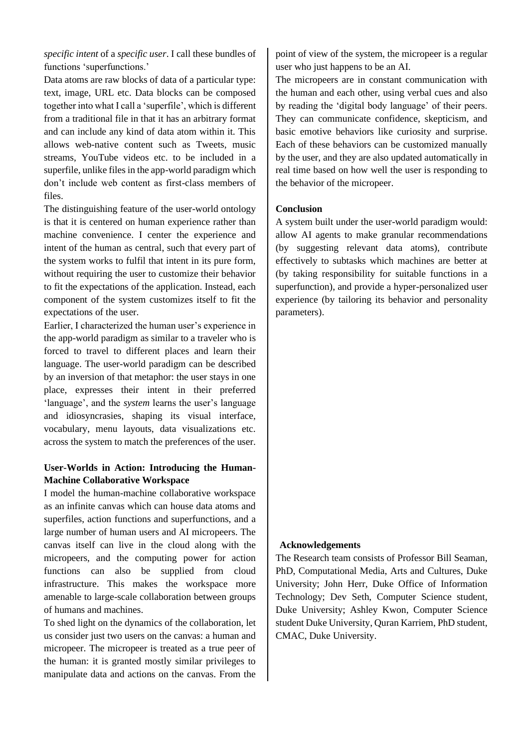*specific intent* of a *specific user*. I call these bundles of functions 'superfunctions.'

Data atoms are raw blocks of data of a particular type: text, image, URL etc. Data blocks can be composed together into what I call a 'superfile', which is different from a traditional file in that it has an arbitrary format and can include any kind of data atom within it. This allows web-native content such as Tweets, music streams, YouTube videos etc. to be included in a superfile, unlike files in the app-world paradigm which don't include web content as first-class members of files.

The distinguishing feature of the user-world ontology is that it is centered on human experience rather than machine convenience. I center the experience and intent of the human as central, such that every part of the system works to fulfil that intent in its pure form, without requiring the user to customize their behavior to fit the expectations of the application. Instead, each component of the system customizes itself to fit the expectations of the user.

Earlier, I characterized the human user's experience in the app-world paradigm as similar to a traveler who is forced to travel to different places and learn their language. The user-world paradigm can be described by an inversion of that metaphor: the user stays in one place, expresses their intent in their preferred 'language', and the *system* learns the user's language and idiosyncrasies, shaping its visual interface, vocabulary, menu layouts, data visualizations etc. across the system to match the preferences of the user.

**User-Worlds in Action: Introducing the Human-Machine Collaborative Workspace**

I model the human-machine collaborative workspace as an infinite canvas which can house data atoms and superfiles, action functions and superfunctions, and a large number of human users and AI micropeers. The canvas itself can live in the cloud along with the micropeers, and the computing power for action functions can also be supplied from cloud infrastructure. This makes the workspace more amenable to large-scale collaboration between groups of humans and machines.

To shed light on the dynamics of the collaboration, let us consider just two users on the canvas: a human and micropeer. The micropeer is treated as a true peer of the human: it is granted mostly similar privileges to manipulate data and actions on the canvas. From the point of view of the system, the micropeer is a regular user who just happens to be an AI.

The micropeers are in constant communication with the human and each other, using verbal cues and also by reading the 'digital body language' of their peers. They can communicate confidence, skepticism, and basic emotive behaviors like curiosity and surprise. Each of these behaviors can be customized manually by the user, and they are also updated automatically in real time based on how well the user is responding to the behavior of the micropeer.

**Conclusion**

A system built under the user-world paradigm would: allow AI agents to make granular recommendations (by suggesting relevant data atoms), contribute effectively to subtasks which machines are better at (by taking responsibility for suitable functions in a superfunction), and provide a hyper-personalized user experience (by tailoring its behavior and personality parameters).

**Acknowledgements**

The Research team consists of Professor Bill Seaman, PhD, Computational Media, Arts and Cultures, Duke University; John Herr, Duke Office of Information Technology; Dev Seth, Computer Science student, Duke University; Ashley Kwon, Computer Science student Duke University, Quran Karriem, PhD student, CMAC, Duke University.